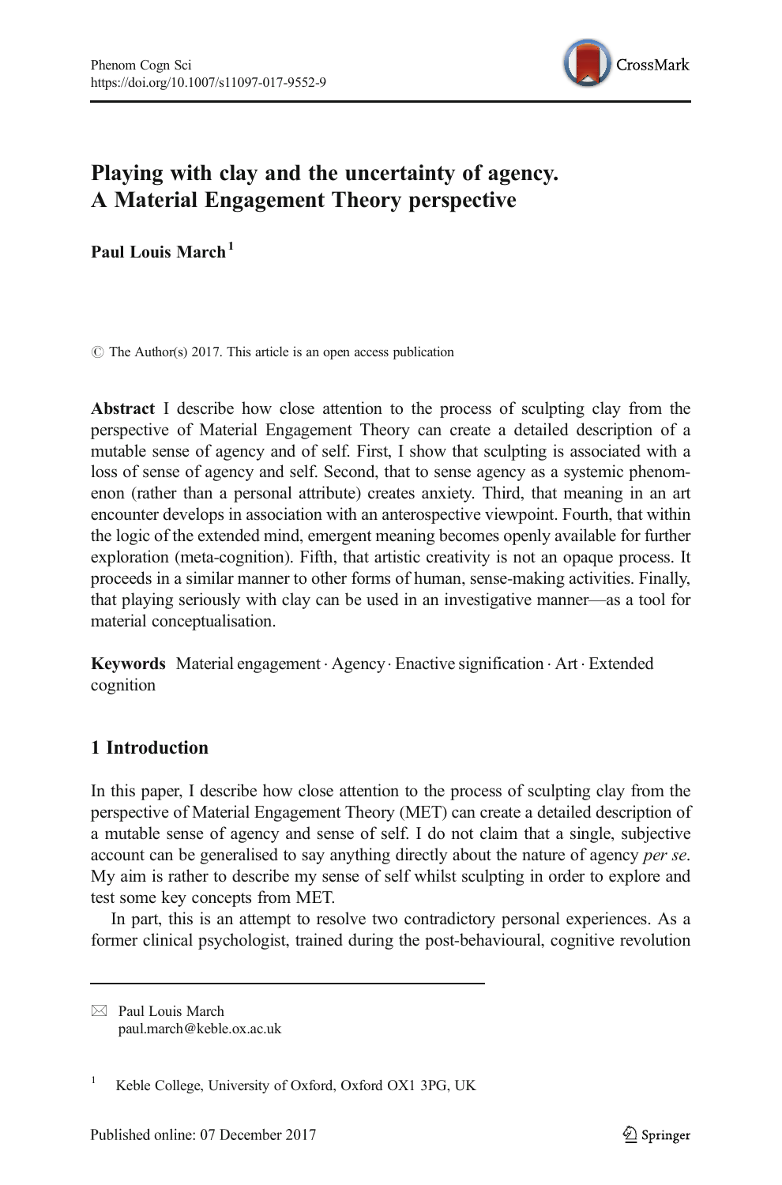# Playing with clay and the uncertainty of agency. A Material Engagement Theory perspective

**Paul Louis March**[1]

© The Author(s) 2017. This article is an open access publication

**Abstract** I describe how close attention to the process of sculpting clay from the perspective of Material Engagement Theory can create a detailed description of a mutable sense of agency and of self. First, I show that sculpting is associated with a loss of sense of agency and self. Second, that to sense agency as a systemic phenomenon (rather than a personal attribute) creates anxiety. Third, that meaning in an art encounter develops in association with an anterospective viewpoint. Fourth, that within the logic of the extended mind, emergent meaning becomes openly available for further exploration (meta-cognition). Fifth, that artistic creativity is not an opaque process. It proceeds in a similar manner to other forms of human, sense-making activities. Finally, that playing seriously with clay can be used in an investigative manner—as a tool for material conceptualisation.

**Keywords** Material engagement · Agency · Enactive signification · Art · Extended cognition

## 1 Introduction

In this paper, I describe how close attention to the process of sculpting clay from the perspective of Material Engagement Theory (MET) can create a detailed description of a mutable sense of agency and sense of self. I do not claim that a single, subjective account can be generalised to say anything directly about the nature of agency *per se*. My aim is rather to describe my sense of self whilst sculpting in order to explore and test some key concepts from MET.

In part, this is an attempt to resolve two contradictory personal experiences. As a former clinical psychologist, trained during the post-behavioural, cognitive revolution

---

Paul Louis March
paul.march@keble.ox.ac.uk

[1] Keble College, University of Oxford, Oxford OX1 3PG, UK

Published online: 07 December 2017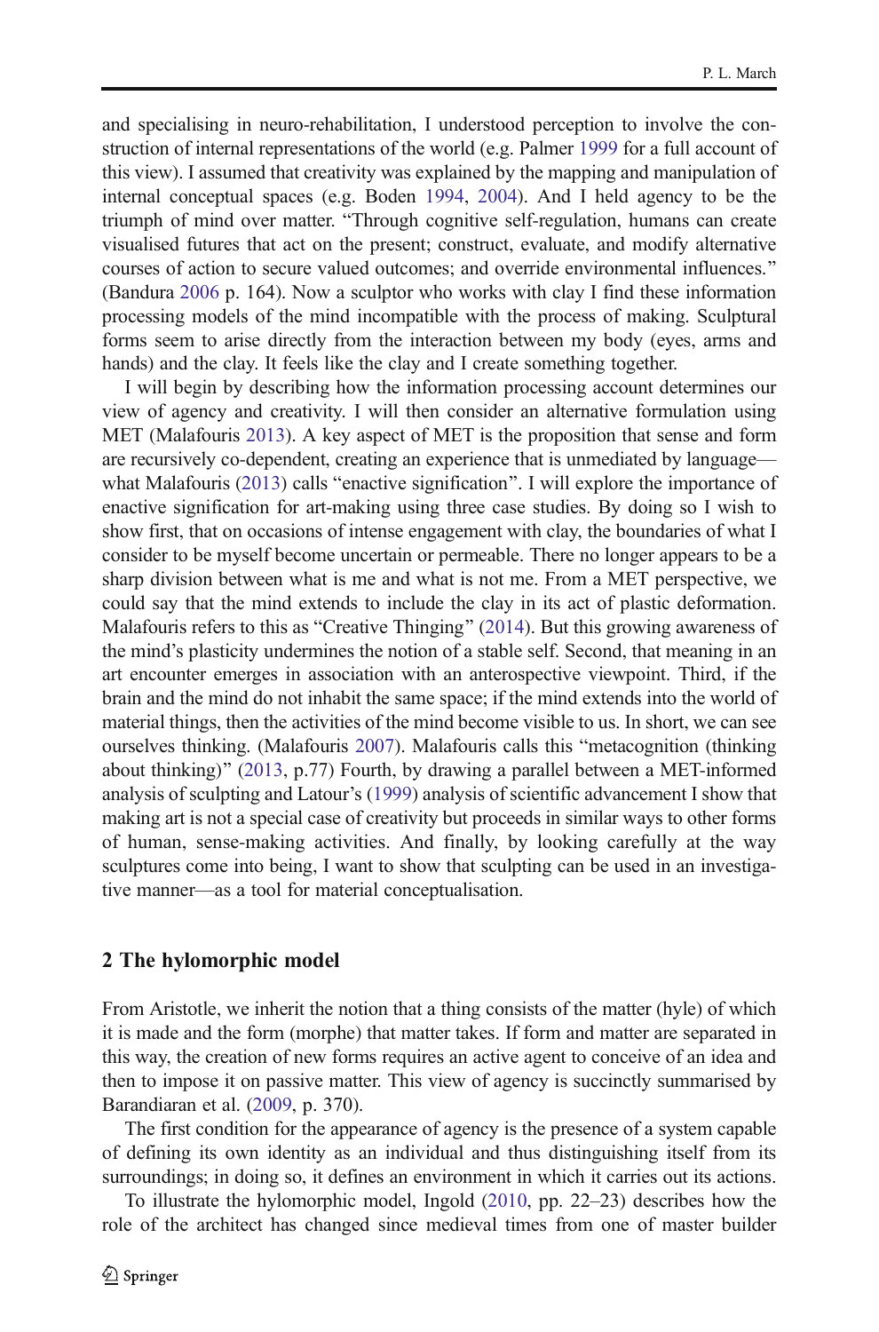and specialising in neuro-rehabilitation, I understood perception to involve the construction of internal representations of the world (e.g. Palmer 1999 for a full account of this view). I assumed that creativity was explained by the mapping and manipulation of internal conceptual spaces (e.g. Boden 1994, 2004). And I held agency to be the triumph of mind over matter. "Through cognitive self-regulation, humans can create visualised futures that act on the present; construct, evaluate, and modify alternative courses of action to secure valued outcomes; and override environmental influences." (Bandura 2006 p. 164). Now a sculptor who works with clay I find these information processing models of the mind incompatible with the process of making. Sculptural forms seem to arise directly from the interaction between my body (eyes, arms and hands) and the clay. It feels like the clay and I create something together.

I will begin by describing how the information processing account determines our view of agency and creativity. I will then consider an alternative formulation using MET (Malafouris 2013). A key aspect of MET is the proposition that sense and form are recursively co-dependent, creating an experience that is unmediated by language—what Malafouris (2013) calls "enactive signification". I will explore the importance of enactive signification for art-making using three case studies. By doing so I wish to show first, that on occasions of intense engagement with clay, the boundaries of what I consider to be myself become uncertain or permeable. There no longer appears to be a sharp division between what is me and what is not me. From a MET perspective, we could say that the mind extends to include the clay in its act of plastic deformation. Malafouris refers to this as "Creative Thinging" (2014). But this growing awareness of the mind's plasticity undermines the notion of a stable self. Second, that meaning in an art encounter emerges in association with an anterospective viewpoint. Third, if the brain and the mind do not inhabit the same space; if the mind extends into the world of material things, then the activities of the mind become visible to us. In short, we can see ourselves thinking. (Malafouris 2007). Malafouris calls this "metacognition (thinking about thinking)" (2013, p.77) Fourth, by drawing a parallel between a MET-informed analysis of sculpting and Latour's (1999) analysis of scientific advancement I show that making art is not a special case of creativity but proceeds in similar ways to other forms of human, sense-making activities. And finally, by looking carefully at the way sculptures come into being, I want to show that sculpting can be used in an investigative manner—as a tool for material conceptualisation.

## 2 The hylomorphic model

From Aristotle, we inherit the notion that a thing consists of the matter (hyle) of which it is made and the form (morphe) that matter takes. If form and matter are separated in this way, the creation of new forms requires an active agent to conceive of an idea and then to impose it on passive matter. This view of agency is succinctly summarised by Barandiaran et al. (2009, p. 370).

The first condition for the appearance of agency is the presence of a system capable of defining its own identity as an individual and thus distinguishing itself from its surroundings; in doing so, it defines an environment in which it carries out its actions.

To illustrate the hylomorphic model, Ingold (2010, pp. 22–23) describes how the role of the architect has changed since medieval times from one of master builder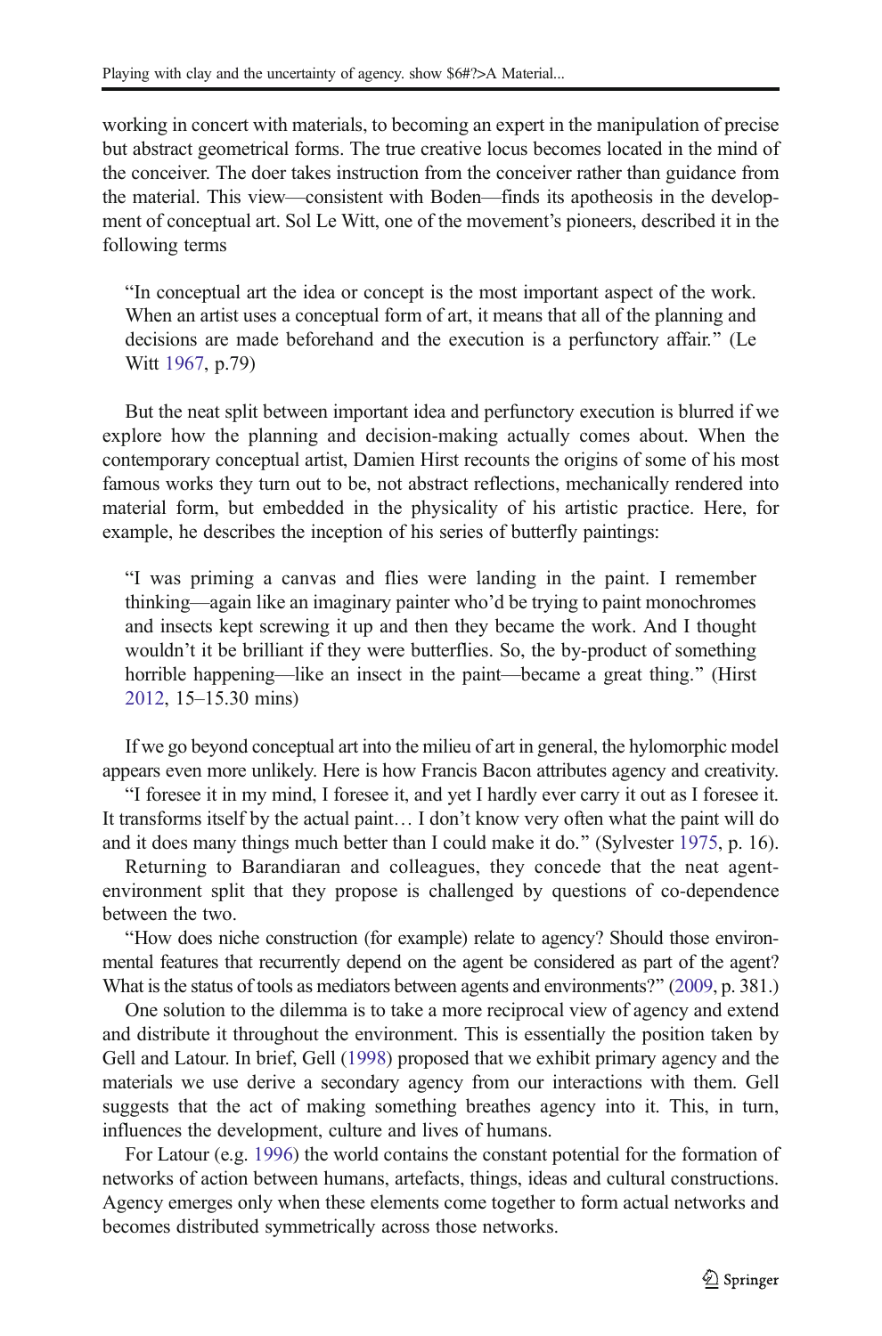working in concert with materials, to becoming an expert in the manipulation of precise but abstract geometrical forms. The true creative locus becomes located in the mind of the conceiver. The doer takes instruction from the conceiver rather than guidance from the material. This view—consistent with Boden—finds its apotheosis in the development of conceptual art. Sol Le Witt, one of the movement's pioneers, described it in the following terms

> "In conceptual art the idea or concept is the most important aspect of the work. When an artist uses a conceptual form of art, it means that all of the planning and decisions are made beforehand and the execution is a perfunctory affair." (Le Witt 1967, p.79)

But the neat split between important idea and perfunctory execution is blurred if we explore how the planning and decision-making actually comes about. When the contemporary conceptual artist, Damien Hirst recounts the origins of some of his most famous works they turn out to be, not abstract reflections, mechanically rendered into material form, but embedded in the physicality of his artistic practice. Here, for example, he describes the inception of his series of butterfly paintings:

> "I was priming a canvas and flies were landing in the paint. I remember thinking—again like an imaginary painter who'd be trying to paint monochromes and insects kept screwing it up and then they became the work. And I thought wouldn't it be brilliant if they were butterflies. So, the by-product of something horrible happening—like an insect in the paint—became a great thing." (Hirst 2012, 15–15.30 mins)

If we go beyond conceptual art into the milieu of art in general, the hylomorphic model appears even more unlikely. Here is how Francis Bacon attributes agency and creativity.

"I foresee it in my mind, I foresee it, and yet I hardly ever carry it out as I foresee it. It transforms itself by the actual paint… I don't know very often what the paint will do and it does many things much better than I could make it do." (Sylvester 1975, p. 16).

Returning to Barandiaran and colleagues, they concede that the neat agent-environment split that they propose is challenged by questions of co-dependence between the two.

"How does niche construction (for example) relate to agency? Should those environmental features that recurrently depend on the agent be considered as part of the agent? What is the status of tools as mediators between agents and environments?" (2009, p. 381.)

One solution to the dilemma is to take a more reciprocal view of agency and extend and distribute it throughout the environment. This is essentially the position taken by Gell and Latour. In brief, Gell (1998) proposed that we exhibit primary agency and the materials we use derive a secondary agency from our interactions with them. Gell suggests that the act of making something breathes agency into it. This, in turn, influences the development, culture and lives of humans.

For Latour (e.g. 1996) the world contains the constant potential for the formation of networks of action between humans, artefacts, things, ideas and cultural constructions. Agency emerges only when these elements come together to form actual networks and becomes distributed symmetrically across those networks.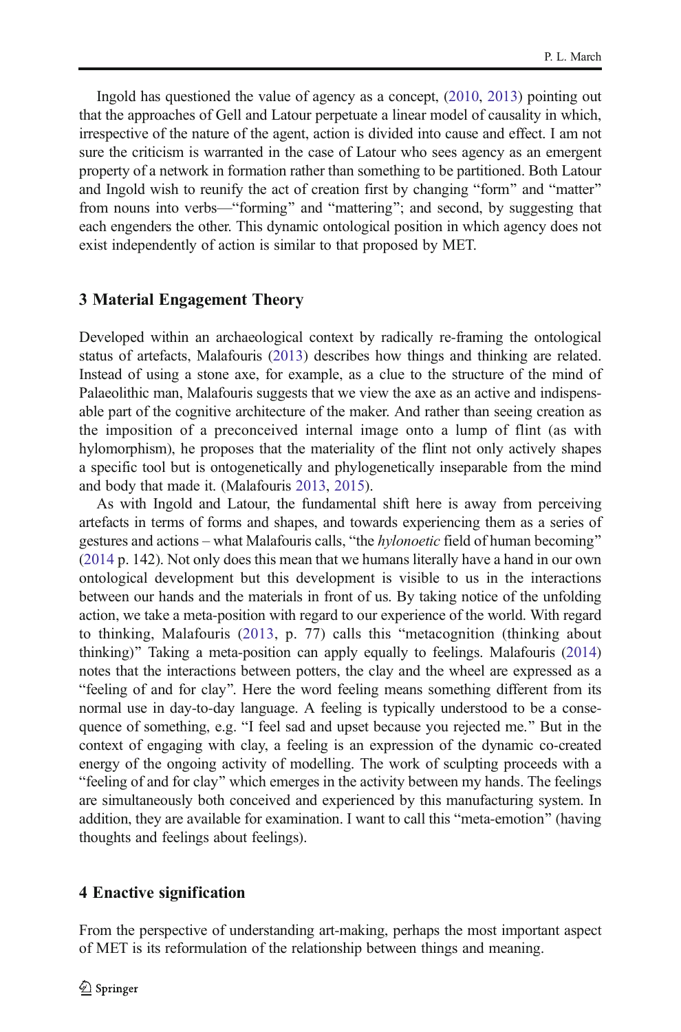Ingold has questioned the value of agency as a concept, (2010, 2013) pointing out that the approaches of Gell and Latour perpetuate a linear model of causality in which, irrespective of the nature of the agent, action is divided into cause and effect. I am not sure the criticism is warranted in the case of Latour who sees agency as an emergent property of a network in formation rather than something to be partitioned. Both Latour and Ingold wish to reunify the act of creation first by changing "form" and "matter" from nouns into verbs—"forming" and "mattering"; and second, by suggesting that each engenders the other. This dynamic ontological position in which agency does not exist independently of action is similar to that proposed by MET.

## 3 Material Engagement Theory

Developed within an archaeological context by radically re-framing the ontological status of artefacts, Malafouris (2013) describes how things and thinking are related. Instead of using a stone axe, for example, as a clue to the structure of the mind of Palaeolithic man, Malafouris suggests that we view the axe as an active and indispensable part of the cognitive architecture of the maker. And rather than seeing creation as the imposition of a preconceived internal image onto a lump of flint (as with hylomorphism), he proposes that the materiality of the flint not only actively shapes a specific tool but is ontogenetically and phylogenetically inseparable from the mind and body that made it. (Malafouris 2013, 2015).

As with Ingold and Latour, the fundamental shift here is away from perceiving artefacts in terms of forms and shapes, and towards experiencing them as a series of gestures and actions – what Malafouris calls, "the *hylonoetic* field of human becoming" (2014 p. 142). Not only does this mean that we humans literally have a hand in our own ontological development but this development is visible to us in the interactions between our hands and the materials in front of us. By taking notice of the unfolding action, we take a meta-position with regard to our experience of the world. With regard to thinking, Malafouris (2013, p. 77) calls this "metacognition (thinking about thinking)" Taking a meta-position can apply equally to feelings. Malafouris (2014) notes that the interactions between potters, the clay and the wheel are expressed as a "feeling of and for clay". Here the word feeling means something different from its normal use in day-to-day language. A feeling is typically understood to be a consequence of something, e.g. "I feel sad and upset because you rejected me." But in the context of engaging with clay, a feeling is an expression of the dynamic co-created energy of the ongoing activity of modelling. The work of sculpting proceeds with a "feeling of and for clay" which emerges in the activity between my hands. The feelings are simultaneously both conceived and experienced by this manufacturing system. In addition, they are available for examination. I want to call this "meta-emotion" (having thoughts and feelings about feelings).

## 4 Enactive signification

From the perspective of understanding art-making, perhaps the most important aspect of MET is its reformulation of the relationship between things and meaning.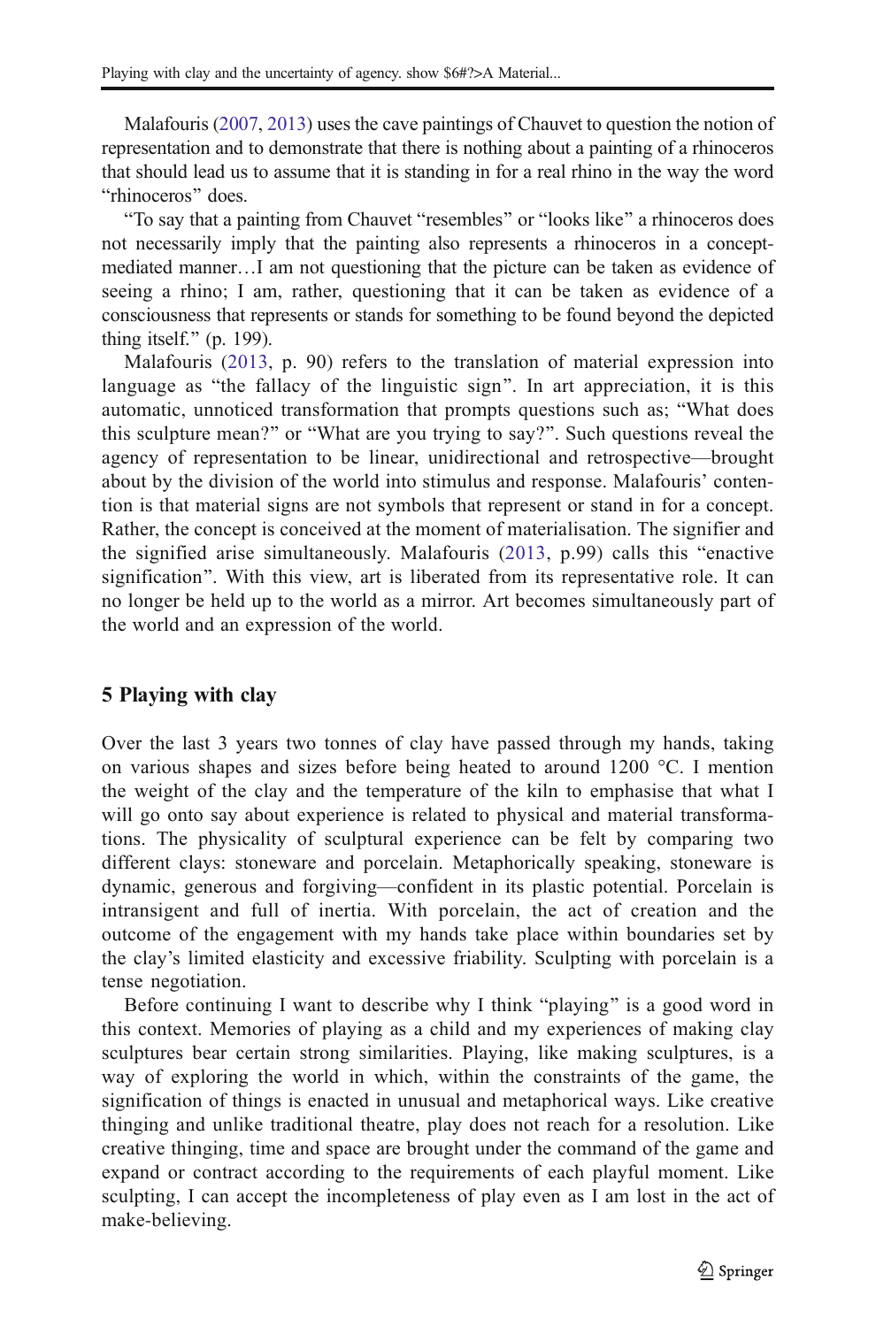Malafouris (2007, 2013) uses the cave paintings of Chauvet to question the notion of representation and to demonstrate that there is nothing about a painting of a rhinoceros that should lead us to assume that it is standing in for a real rhino in the way the word "rhinoceros" does.

"To say that a painting from Chauvet "resembles" or "looks like" a rhinoceros does not necessarily imply that the painting also represents a rhinoceros in a concept-mediated manner…I am not questioning that the picture can be taken as evidence of seeing a rhino; I am, rather, questioning that it can be taken as evidence of a consciousness that represents or stands for something to be found beyond the depicted thing itself." (p. 199).

Malafouris (2013, p. 90) refers to the translation of material expression into language as "the fallacy of the linguistic sign". In art appreciation, it is this automatic, unnoticed transformation that prompts questions such as; "What does this sculpture mean?" or "What are you trying to say?". Such questions reveal the agency of representation to be linear, unidirectional and retrospective—brought about by the division of the world into stimulus and response. Malafouris' contention is that material signs are not symbols that represent or stand in for a concept. Rather, the concept is conceived at the moment of materialisation. The signifier and the signified arise simultaneously. Malafouris (2013, p.99) calls this "enactive signification". With this view, art is liberated from its representative role. It can no longer be held up to the world as a mirror. Art becomes simultaneously part of the world and an expression of the world.

## 5 Playing with clay

Over the last 3 years two tonnes of clay have passed through my hands, taking on various shapes and sizes before being heated to around 1200 °C. I mention the weight of the clay and the temperature of the kiln to emphasise that what I will go onto say about experience is related to physical and material transformations. The physicality of sculptural experience can be felt by comparing two different clays: stoneware and porcelain. Metaphorically speaking, stoneware is dynamic, generous and forgiving—confident in its plastic potential. Porcelain is intransigent and full of inertia. With porcelain, the act of creation and the outcome of the engagement with my hands take place within boundaries set by the clay's limited elasticity and excessive friability. Sculpting with porcelain is a tense negotiation.

Before continuing I want to describe why I think "playing" is a good word in this context. Memories of playing as a child and my experiences of making clay sculptures bear certain strong similarities. Playing, like making sculptures, is a way of exploring the world in which, within the constraints of the game, the signification of things is enacted in unusual and metaphorical ways. Like creative thinging and unlike traditional theatre, play does not reach for a resolution. Like creative thinging, time and space are brought under the command of the game and expand or contract according to the requirements of each playful moment. Like sculpting, I can accept the incompleteness of play even as I am lost in the act of make-believing.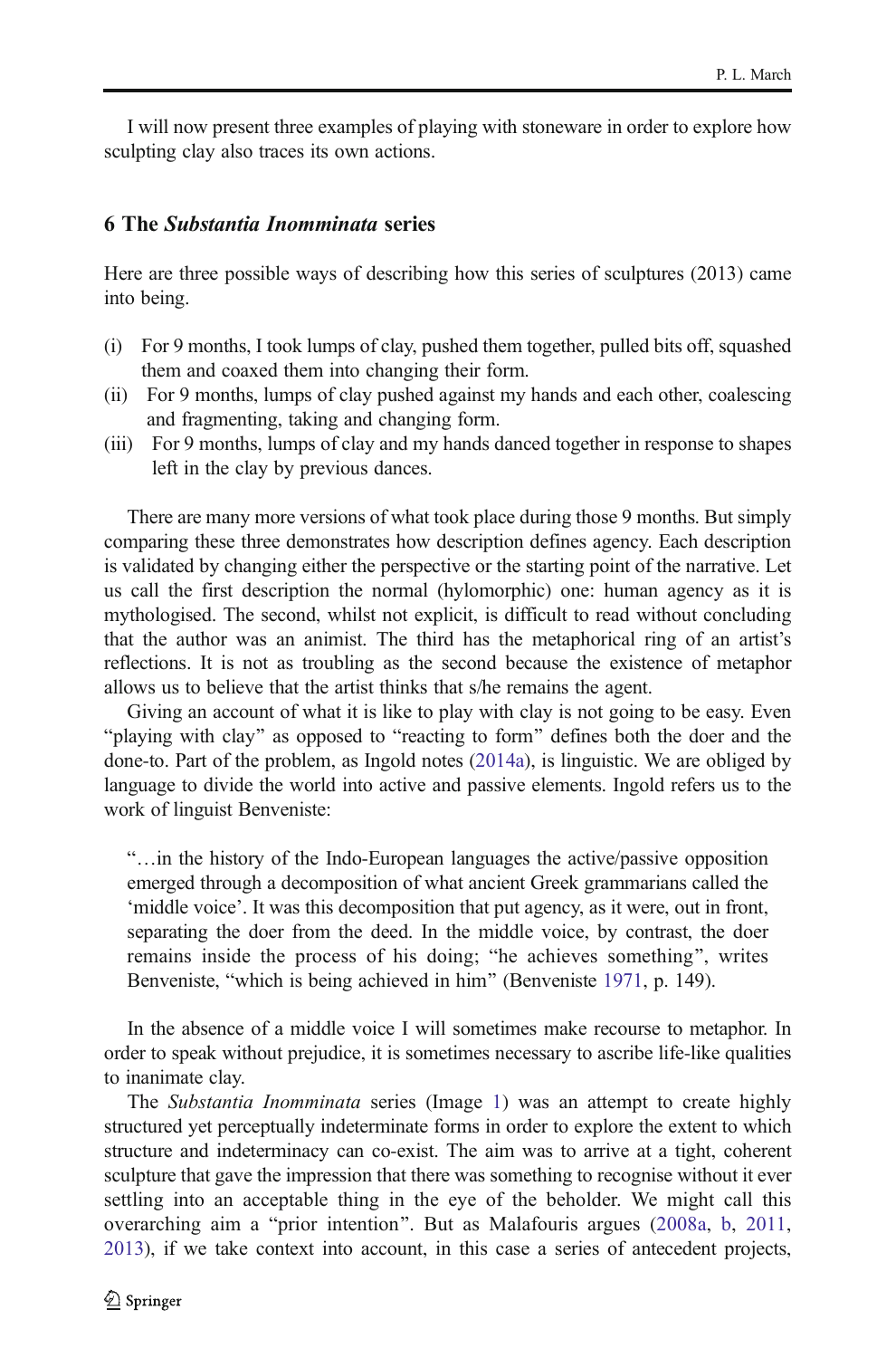I will now present three examples of playing with stoneware in order to explore how sculpting clay also traces its own actions.

## 6 The *Substantia Inomminata* series

Here are three possible ways of describing how this series of sculptures (2013) came into being.

(i) For 9 months, I took lumps of clay, pushed them together, pulled bits off, squashed them and coaxed them into changing their form.
(ii) For 9 months, lumps of clay pushed against my hands and each other, coalescing and fragmenting, taking and changing form.
(iii) For 9 months, lumps of clay and my hands danced together in response to shapes left in the clay by previous dances.

There are many more versions of what took place during those 9 months. But simply comparing these three demonstrates how description defines agency. Each description is validated by changing either the perspective or the starting point of the narrative. Let us call the first description the normal (hylomorphic) one: human agency as it is mythologised. The second, whilst not explicit, is difficult to read without concluding that the author was an animist. The third has the metaphorical ring of an artist's reflections. It is not as troubling as the second because the existence of metaphor allows us to believe that the artist thinks that s/he remains the agent.

Giving an account of what it is like to play with clay is not going to be easy. Even "playing with clay" as opposed to "reacting to form" defines both the doer and the done-to. Part of the problem, as Ingold notes (2014a), is linguistic. We are obliged by language to divide the world into active and passive elements. Ingold refers us to the work of linguist Benveniste:

> "…in the history of the Indo-European languages the active/passive opposition emerged through a decomposition of what ancient Greek grammarians called the 'middle voice'. It was this decomposition that put agency, as it were, out in front, separating the doer from the deed. In the middle voice, by contrast, the doer remains inside the process of his doing; "he achieves something", writes Benveniste, "which is being achieved in him" (Benveniste 1971, p. 149).

In the absence of a middle voice I will sometimes make recourse to metaphor. In order to speak without prejudice, it is sometimes necessary to ascribe life-like qualities to inanimate clay.

The *Substantia Inomminata* series (Image 1) was an attempt to create highly structured yet perceptually indeterminate forms in order to explore the extent to which structure and indeterminacy can co-exist. The aim was to arrive at a tight, coherent sculpture that gave the impression that there was something to recognise without it ever settling into an acceptable thing in the eye of the beholder. We might call this overarching aim a "prior intention". But as Malafouris argues (2008a, b, 2011, 2013), if we take context into account, in this case a series of antecedent projects,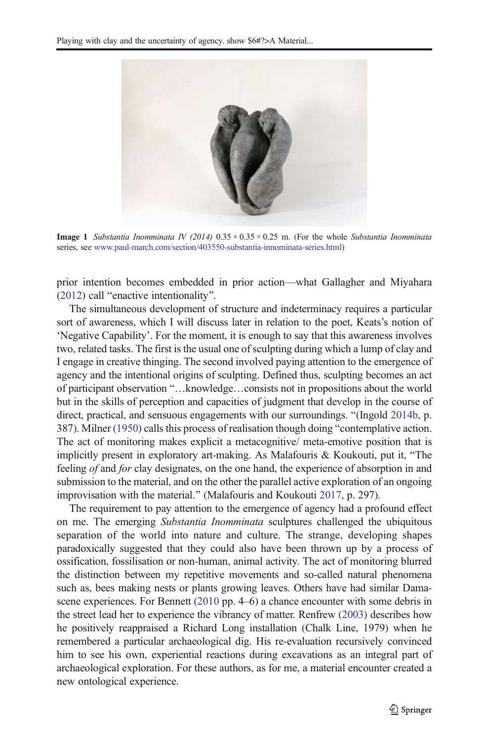**Image 1** *Substantia Inomminata IV (2014)* 0.35 × 0.35 × 0.25 m. (For the whole *Substantia Inomminata* series, see www.paul-march.com/section/403550-substantia-innominata-series.html)

prior intention becomes embedded in prior action—what Gallagher and Miyahara (2012) call "enactive intentionality".

The simultaneous development of structure and indeterminacy requires a particular sort of awareness, which I will discuss later in relation to the poet, Keats's notion of 'Negative Capability'. For the moment, it is enough to say that this awareness involves two, related tasks. The first is the usual one of sculpting during which a lump of clay and I engage in creative thinging. The second involved paying attention to the emergence of agency and the intentional origins of sculpting. Defined thus, sculpting becomes an act of participant observation "…knowledge…consists not in propositions about the world but in the skills of perception and capacities of judgment that develop in the course of direct, practical, and sensuous engagements with our surroundings. "(Ingold 2014b, p. 387). Milner (1950) calls this process of realisation though doing "contemplative action. The act of monitoring makes explicit a metacognitive/ meta-emotive position that is implicitly present in exploratory art-making. As Malafouris & Koukouti, put it, "The feeling *of* and *for* clay designates, on the one hand, the experience of absorption in and submission to the material, and on the other the parallel active exploration of an ongoing improvisation with the material." (Malafouris and Koukouti 2017, p. 297).

The requirement to pay attention to the emergence of agency had a profound effect on me. The emerging *Substantia Inomminata* sculptures challenged the ubiquitous separation of the world into nature and culture. The strange, developing shapes paradoxically suggested that they could also have been thrown up by a process of ossification, fossilisation or non-human, animal activity. The act of monitoring blurred the distinction between my repetitive movements and so-called natural phenomena such as, bees making nests or plants growing leaves. Others have had similar Damascene experiences. For Bennett (2010 pp. 4–6) a chance encounter with some debris in the street lead her to experience the vibrancy of matter. Renfrew (2003) describes how he positively reappraised a Richard Long installation (Chalk Line, 1979) when he remembered a particular archaeological dig. His re-evaluation recursively convinced him to see his own, experiential reactions during excavations as an integral part of archaeological exploration. For these authors, as for me, a material encounter created a new ontological experience.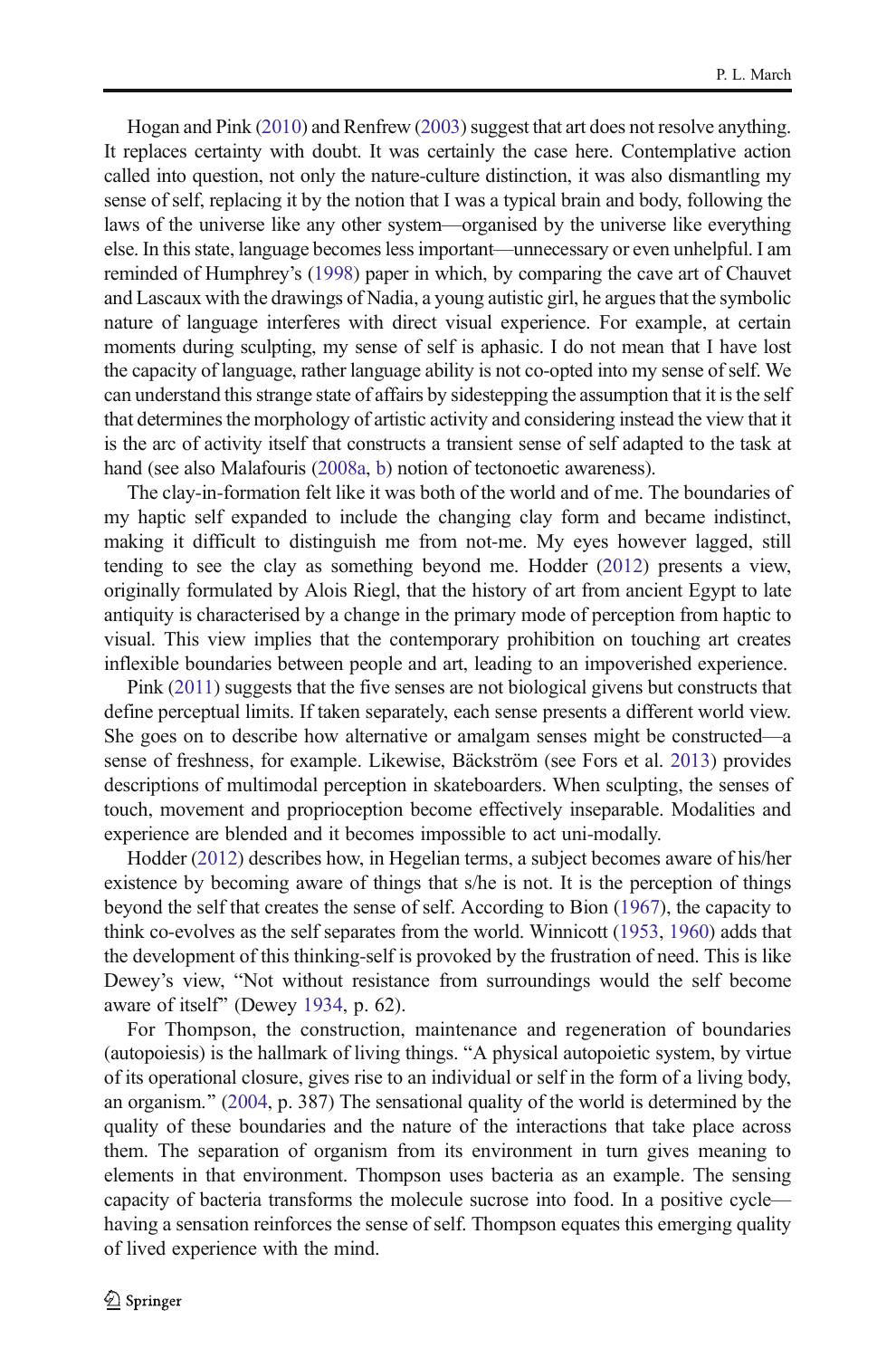Hogan and Pink (2010) and Renfrew (2003) suggest that art does not resolve anything. It replaces certainty with doubt. It was certainly the case here. Contemplative action called into question, not only the nature-culture distinction, it was also dismantling my sense of self, replacing it by the notion that I was a typical brain and body, following the laws of the universe like any other system—organised by the universe like everything else. In this state, language becomes less important—unnecessary or even unhelpful. I am reminded of Humphrey's (1998) paper in which, by comparing the cave art of Chauvet and Lascaux with the drawings of Nadia, a young autistic girl, he argues that the symbolic nature of language interferes with direct visual experience. For example, at certain moments during sculpting, my sense of self is aphasic. I do not mean that I have lost the capacity of language, rather language ability is not co-opted into my sense of self. We can understand this strange state of affairs by sidestepping the assumption that it is the self that determines the morphology of artistic activity and considering instead the view that it is the arc of activity itself that constructs a transient sense of self adapted to the task at hand (see also Malafouris (2008a, b) notion of tectonoetic awareness).

The clay-in-formation felt like it was both of the world and of me. The boundaries of my haptic self expanded to include the changing clay form and became indistinct, making it difficult to distinguish me from not-me. My eyes however lagged, still tending to see the clay as something beyond me. Hodder (2012) presents a view, originally formulated by Alois Riegl, that the history of art from ancient Egypt to late antiquity is characterised by a change in the primary mode of perception from haptic to visual. This view implies that the contemporary prohibition on touching art creates inflexible boundaries between people and art, leading to an impoverished experience.

Pink (2011) suggests that the five senses are not biological givens but constructs that define perceptual limits. If taken separately, each sense presents a different world view. She goes on to describe how alternative or amalgam senses might be constructed—a sense of freshness, for example. Likewise, Bäckström (see Fors et al. 2013) provides descriptions of multimodal perception in skateboarders. When sculpting, the senses of touch, movement and proprioception become effectively inseparable. Modalities and experience are blended and it becomes impossible to act uni-modally.

Hodder (2012) describes how, in Hegelian terms, a subject becomes aware of his/her existence by becoming aware of things that s/he is not. It is the perception of things beyond the self that creates the sense of self. According to Bion (1967), the capacity to think co-evolves as the self separates from the world. Winnicott (1953, 1960) adds that the development of this thinking-self is provoked by the frustration of need. This is like Dewey's view, "Not without resistance from surroundings would the self become aware of itself" (Dewey 1934, p. 62).

For Thompson, the construction, maintenance and regeneration of boundaries (autopoiesis) is the hallmark of living things. "A physical autopoietic system, by virtue of its operational closure, gives rise to an individual or self in the form of a living body, an organism." (2004, p. 387) The sensational quality of the world is determined by the quality of these boundaries and the nature of the interactions that take place across them. The separation of organism from its environment in turn gives meaning to elements in that environment. Thompson uses bacteria as an example. The sensing capacity of bacteria transforms the molecule sucrose into food. In a positive cycle—having a sensation reinforces the sense of self. Thompson equates this emerging quality of lived experience with the mind.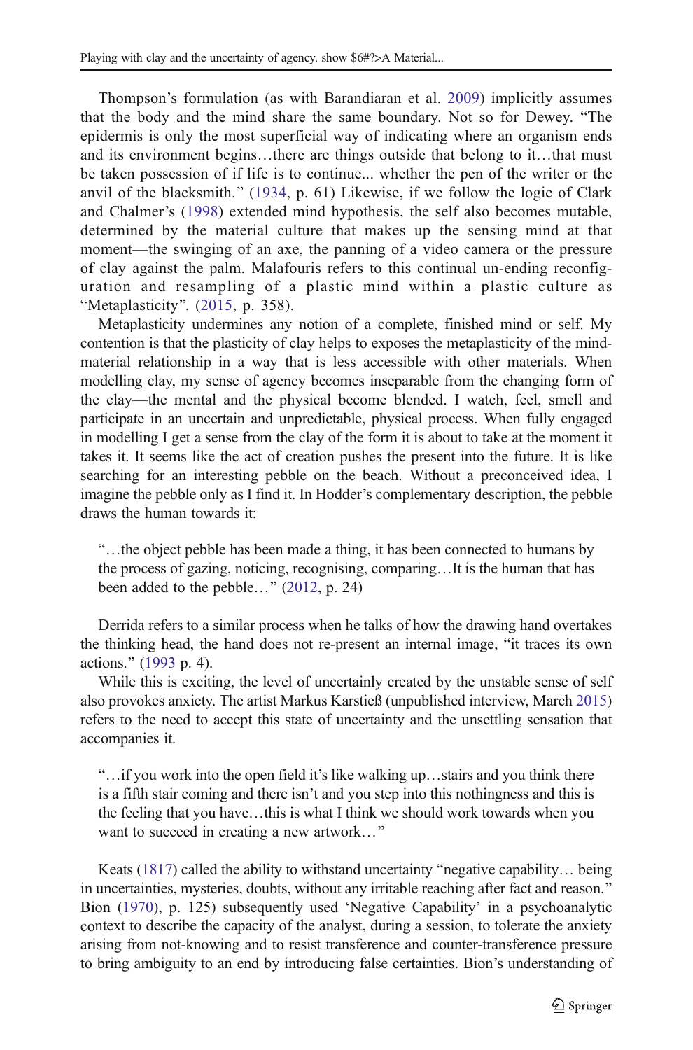Thompson's formulation (as with Barandiaran et al. 2009) implicitly assumes that the body and the mind share the same boundary. Not so for Dewey. "The epidermis is only the most superficial way of indicating where an organism ends and its environment begins…there are things outside that belong to it…that must be taken possession of if life is to continue... whether the pen of the writer or the anvil of the blacksmith." (1934, p. 61) Likewise, if we follow the logic of Clark and Chalmer's (1998) extended mind hypothesis, the self also becomes mutable, determined by the material culture that makes up the sensing mind at that moment—the swinging of an axe, the panning of a video camera or the pressure of clay against the palm. Malafouris refers to this continual un-ending reconfiguration and resampling of a plastic mind within a plastic culture as "Metaplasticity". (2015, p. 358).

Metaplasticity undermines any notion of a complete, finished mind or self. My contention is that the plasticity of clay helps to exposes the metaplasticity of the mind-material relationship in a way that is less accessible with other materials. When modelling clay, my sense of agency becomes inseparable from the changing form of the clay—the mental and the physical become blended. I watch, feel, smell and participate in an uncertain and unpredictable, physical process. When fully engaged in modelling I get a sense from the clay of the form it is about to take at the moment it takes it. It seems like the act of creation pushes the present into the future. It is like searching for an interesting pebble on the beach. Without a preconceived idea, I imagine the pebble only as I find it. In Hodder's complementary description, the pebble draws the human towards it:

> "…the object pebble has been made a thing, it has been connected to humans by the process of gazing, noticing, recognising, comparing…It is the human that has been added to the pebble…" (2012, p. 24)

Derrida refers to a similar process when he talks of how the drawing hand overtakes the thinking head, the hand does not re-present an internal image, "it traces its own actions." (1993 p. 4).

While this is exciting, the level of uncertainly created by the unstable sense of self also provokes anxiety. The artist Markus Karstieß (unpublished interview, March 2015) refers to the need to accept this state of uncertainty and the unsettling sensation that accompanies it.

> "…if you work into the open field it's like walking up…stairs and you think there is a fifth stair coming and there isn't and you step into this nothingness and this is the feeling that you have…this is what I think we should work towards when you want to succeed in creating a new artwork…"

Keats (1817) called the ability to withstand uncertainty "negative capability… being in uncertainties, mysteries, doubts, without any irritable reaching after fact and reason." Bion (1970), p. 125) subsequently used 'Negative Capability' in a psychoanalytic context to describe the capacity of the analyst, during a session, to tolerate the anxiety arising from not-knowing and to resist transference and counter-transference pressure to bring ambiguity to an end by introducing false certainties. Bion's understanding of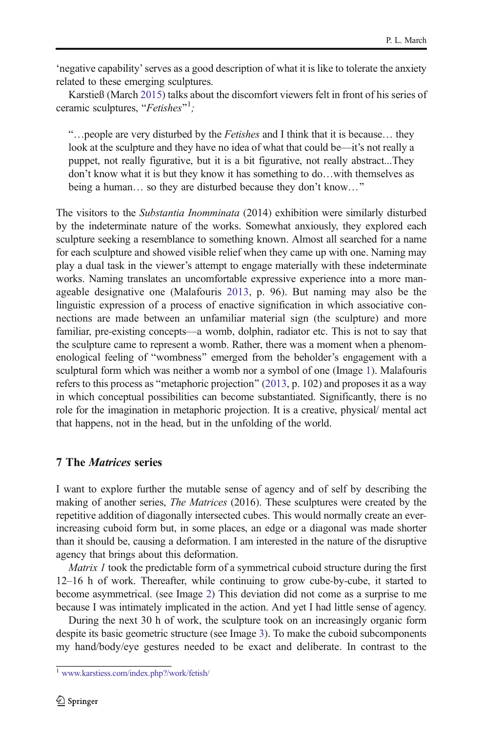'negative capability' serves as a good description of what it is like to tolerate the anxiety related to these emerging sculptures.

Karstieß (March 2015) talks about the discomfort viewers felt in front of his series of ceramic sculptures, "*Fetishes*"[1]*;*

> "…people are very disturbed by the *Fetishes* and I think that it is because… they look at the sculpture and they have no idea of what that could be—it's not really a puppet, not really figurative, but it is a bit figurative, not really abstract...They don't know what it is but they know it has something to do…with themselves as being a human… so they are disturbed because they don't know…"

The visitors to the *Substantia Inomminata* (2014) exhibition were similarly disturbed by the indeterminate nature of the works. Somewhat anxiously, they explored each sculpture seeking a resemblance to something known. Almost all searched for a name for each sculpture and showed visible relief when they came up with one. Naming may play a dual task in the viewer's attempt to engage materially with these indeterminate works. Naming translates an uncomfortable expressive experience into a more manageable designative one (Malafouris 2013, p. 96). But naming may also be the linguistic expression of a process of enactive signification in which associative connections are made between an unfamiliar material sign (the sculpture) and more familiar, pre-existing concepts—a womb, dolphin, radiator etc. This is not to say that the sculpture came to represent a womb. Rather, there was a moment when a phenomenological feeling of "wombness" emerged from the beholder's engagement with a sculptural form which was neither a womb nor a symbol of one (Image 1). Malafouris refers to this process as "metaphoric projection" (2013, p. 102) and proposes it as a way in which conceptual possibilities can become substantiated. Significantly, there is no role for the imagination in metaphoric projection. It is a creative, physical/ mental act that happens, not in the head, but in the unfolding of the world.

## 7 The *Matrices* series

I want to explore further the mutable sense of agency and of self by describing the making of another series, *The Matrices* (2016). These sculptures were created by the repetitive addition of diagonally intersected cubes. This would normally create an ever-increasing cuboid form but, in some places, an edge or a diagonal was made shorter than it should be, causing a deformation. I am interested in the nature of the disruptive agency that brings about this deformation.

*Matrix 1* took the predictable form of a symmetrical cuboid structure during the first 12–16 h of work. Thereafter, while continuing to grow cube-by-cube, it started to become asymmetrical. (see Image 2) This deviation did not come as a surprise to me because I was intimately implicated in the action. And yet I had little sense of agency.

During the next 30 h of work, the sculpture took on an increasingly organic form despite its basic geometric structure (see Image 3). To make the cuboid subcomponents my hand/body/eye gestures needed to be exact and deliberate. In contrast to the

[1] www.karstiess.com/index.php?/work/fetish/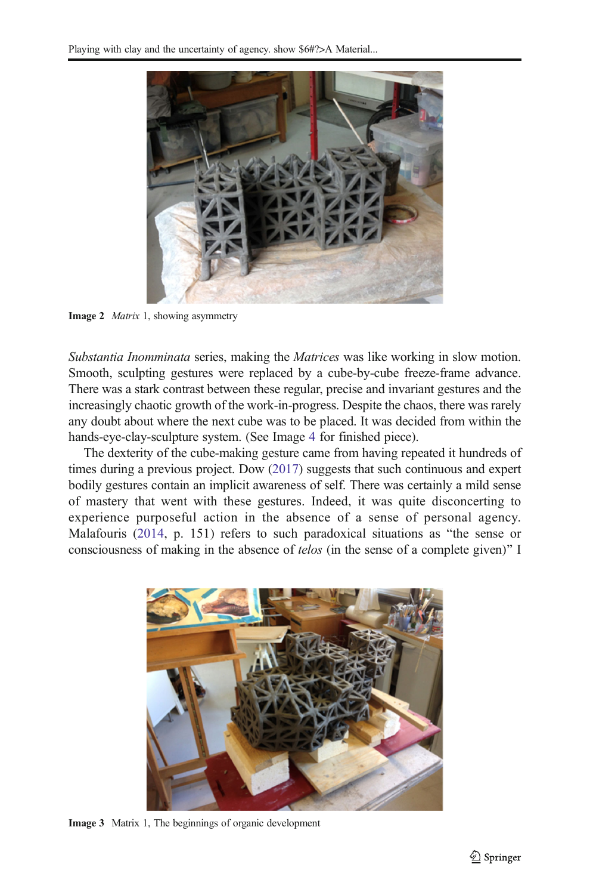Image 2 *Matrix* 1, showing asymmetry

*Substantia Inomminata* series, making the *Matrices* was like working in slow motion. Smooth, sculpting gestures were replaced by a cube-by-cube freeze-frame advance. There was a stark contrast between these regular, precise and invariant gestures and the increasingly chaotic growth of the work-in-progress. Despite the chaos, there was rarely any doubt about where the next cube was to be placed. It was decided from within the hands-eye-clay-sculpture system. (See Image 4 for finished piece).

The dexterity of the cube-making gesture came from having repeated it hundreds of times during a previous project. Dow (2017) suggests that such continuous and expert bodily gestures contain an implicit awareness of self. There was certainly a mild sense of mastery that went with these gestures. Indeed, it was quite disconcerting to experience purposeful action in the absence of a sense of personal agency. Malafouris (2014, p. 151) refers to such paradoxical situations as "the sense or consciousness of making in the absence of *telos* (in the sense of a complete given)" I

Image 3 Matrix 1, The beginnings of organic development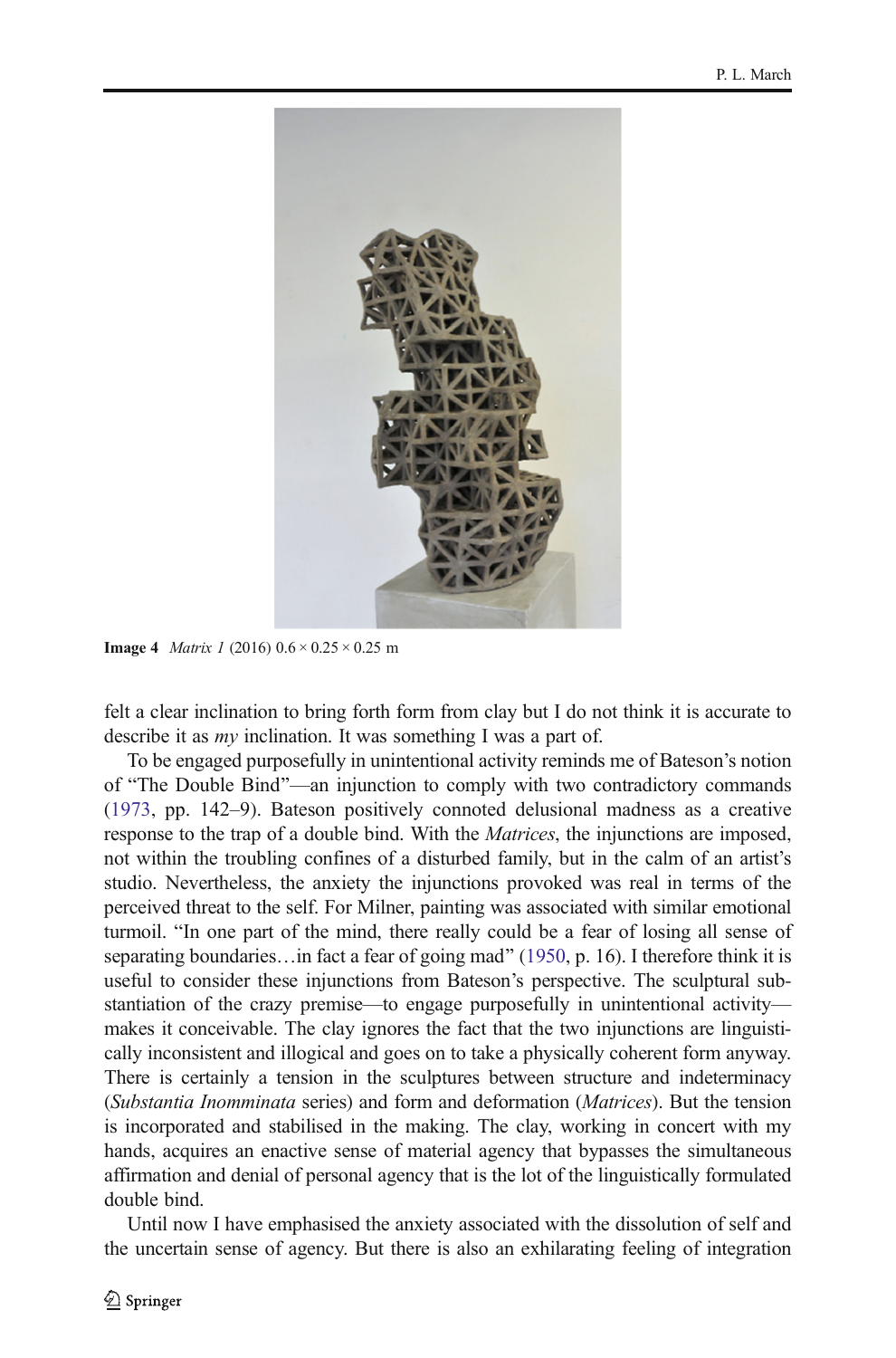**Image 4** *Matrix 1* (2016) 0.6 × 0.25 × 0.25 m

felt a clear inclination to bring forth form from clay but I do not think it is accurate to describe it as *my* inclination. It was something I was a part of.

To be engaged purposefully in unintentional activity reminds me of Bateson's notion of "The Double Bind"—an injunction to comply with two contradictory commands (1973, pp. 142–9). Bateson positively connoted delusional madness as a creative response to the trap of a double bind. With the *Matrices*, the injunctions are imposed, not within the troubling confines of a disturbed family, but in the calm of an artist's studio. Nevertheless, the anxiety the injunctions provoked was real in terms of the perceived threat to the self. For Milner, painting was associated with similar emotional turmoil. "In one part of the mind, there really could be a fear of losing all sense of separating boundaries…in fact a fear of going mad" (1950, p. 16). I therefore think it is useful to consider these injunctions from Bateson's perspective. The sculptural substantiation of the crazy premise—to engage purposefully in unintentional activity—makes it conceivable. The clay ignores the fact that the two injunctions are linguistically inconsistent and illogical and goes on to take a physically coherent form anyway. There is certainly a tension in the sculptures between structure and indeterminacy (*Substantia Inomminata* series) and form and deformation (*Matrices*). But the tension is incorporated and stabilised in the making. The clay, working in concert with my hands, acquires an enactive sense of material agency that bypasses the simultaneous affirmation and denial of personal agency that is the lot of the linguistically formulated double bind.

Until now I have emphasised the anxiety associated with the dissolution of self and the uncertain sense of agency. But there is also an exhilarating feeling of integration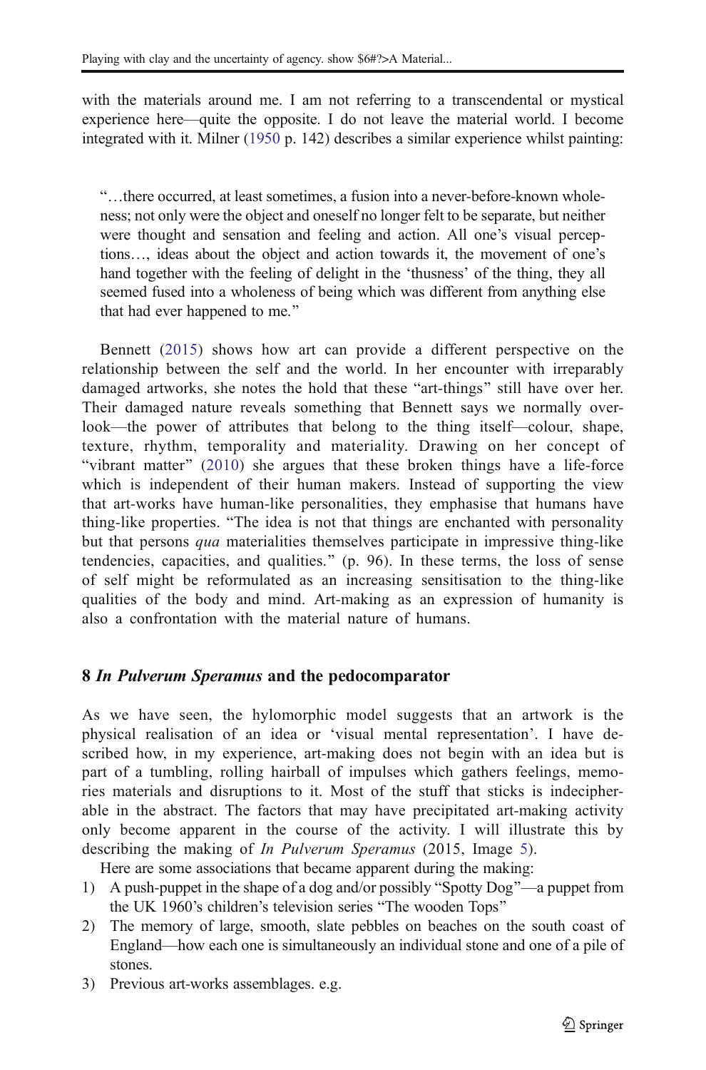with the materials around me. I am not referring to a transcendental or mystical experience here—quite the opposite. I do not leave the material world. I become integrated with it. Milner (1950 p. 142) describes a similar experience whilst painting:

> "…there occurred, at least sometimes, a fusion into a never-before-known wholeness; not only were the object and oneself no longer felt to be separate, but neither were thought and sensation and feeling and action. All one's visual perceptions…, ideas about the object and action towards it, the movement of one's hand together with the feeling of delight in the 'thusness' of the thing, they all seemed fused into a wholeness of being which was different from anything else that had ever happened to me."

Bennett (2015) shows how art can provide a different perspective on the relationship between the self and the world. In her encounter with irreparably damaged artworks, she notes the hold that these "art-things" still have over her. Their damaged nature reveals something that Bennett says we normally overlook—the power of attributes that belong to the thing itself—colour, shape, texture, rhythm, temporality and materiality. Drawing on her concept of "vibrant matter" (2010) she argues that these broken things have a life-force which is independent of their human makers. Instead of supporting the view that art-works have human-like personalities, they emphasise that humans have thing-like properties. "The idea is not that things are enchanted with personality but that persons *qua* materialities themselves participate in impressive thing-like tendencies, capacities, and qualities." (p. 96). In these terms, the loss of sense of self might be reformulated as an increasing sensitisation to the thing-like qualities of the body and mind. Art-making as an expression of humanity is also a confrontation with the material nature of humans.

## 8 *In Pulverum Speramus* and the pedocomparator

As we have seen, the hylomorphic model suggests that an artwork is the physical realisation of an idea or 'visual mental representation'. I have described how, in my experience, art-making does not begin with an idea but is part of a tumbling, rolling hairball of impulses which gathers feelings, memories materials and disruptions to it. Most of the stuff that sticks is indecipherable in the abstract. The factors that may have precipitated art-making activity only become apparent in the course of the activity. I will illustrate this by describing the making of *In Pulverum Speramus* (2015, Image 5).

Here are some associations that became apparent during the making:

1) A push-puppet in the shape of a dog and/or possibly "Spotty Dog"—a puppet from the UK 1960's children's television series "The wooden Tops"
2) The memory of large, smooth, slate pebbles on beaches on the south coast of England—how each one is simultaneously an individual stone and one of a pile of stones.
3) Previous art-works assemblages. e.g.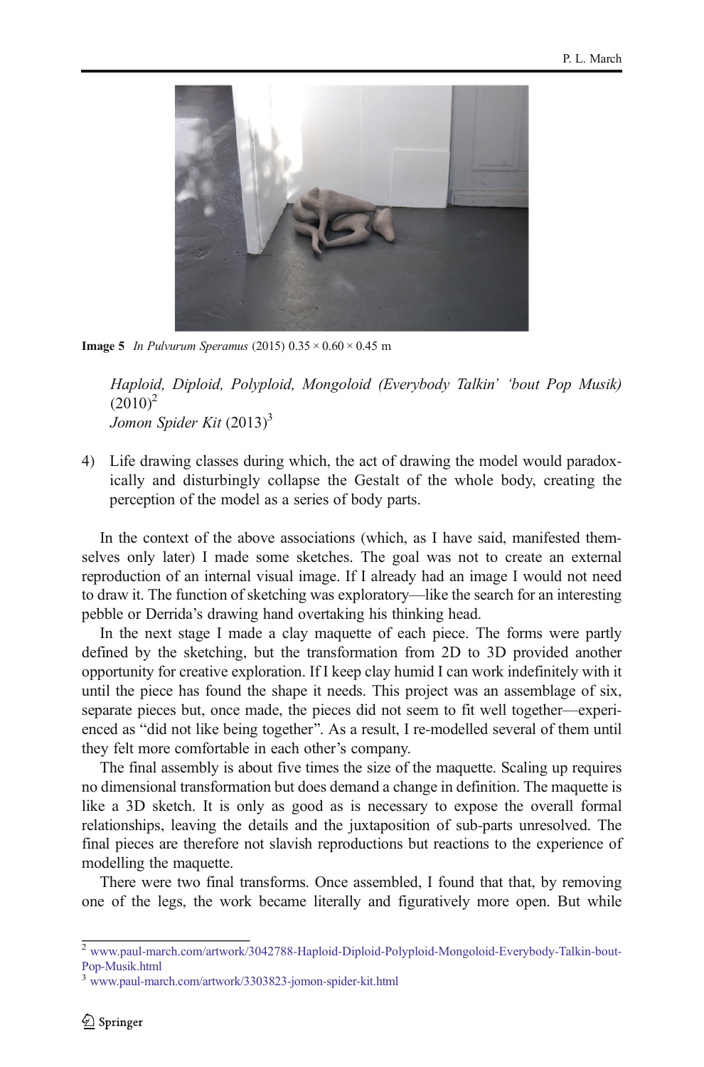**Image 5** *In Pulvurum Speramus* (2015) 0.35 × 0.60 × 0.45 m

*Haploid, Diploid, Polyploid, Mongoloid (Everybody Talkin' 'bout Pop Musik)* (2010)[2]
*Jomon Spider Kit* (2013)[3]

4) Life drawing classes during which, the act of drawing the model would paradoxically and disturbingly collapse the Gestalt of the whole body, creating the perception of the model as a series of body parts.

In the context of the above associations (which, as I have said, manifested themselves only later) I made some sketches. The goal was not to create an external reproduction of an internal visual image. If I already had an image I would not need to draw it. The function of sketching was exploratory—like the search for an interesting pebble or Derrida's drawing hand overtaking his thinking head.

In the next stage I made a clay maquette of each piece. The forms were partly defined by the sketching, but the transformation from 2D to 3D provided another opportunity for creative exploration. If I keep clay humid I can work indefinitely with it until the piece has found the shape it needs. This project was an assemblage of six, separate pieces but, once made, the pieces did not seem to fit well together—experienced as "did not like being together". As a result, I re-modelled several of them until they felt more comfortable in each other's company.

The final assembly is about five times the size of the maquette. Scaling up requires no dimensional transformation but does demand a change in definition. The maquette is like a 3D sketch. It is only as good as is necessary to expose the overall formal relationships, leaving the details and the juxtaposition of sub-parts unresolved. The final pieces are therefore not slavish reproductions but reactions to the experience of modelling the maquette.

There were two final transforms. Once assembled, I found that that, by removing one of the legs, the work became literally and figuratively more open. But while

---

[2] www.paul-march.com/artwork/3042788-Haploid-Diploid-Polyploid-Mongoloid-Everybody-Talkin-bout-Pop-Musik.html

[3] www.paul-march.com/artwork/3303823-jomon-spider-kit.html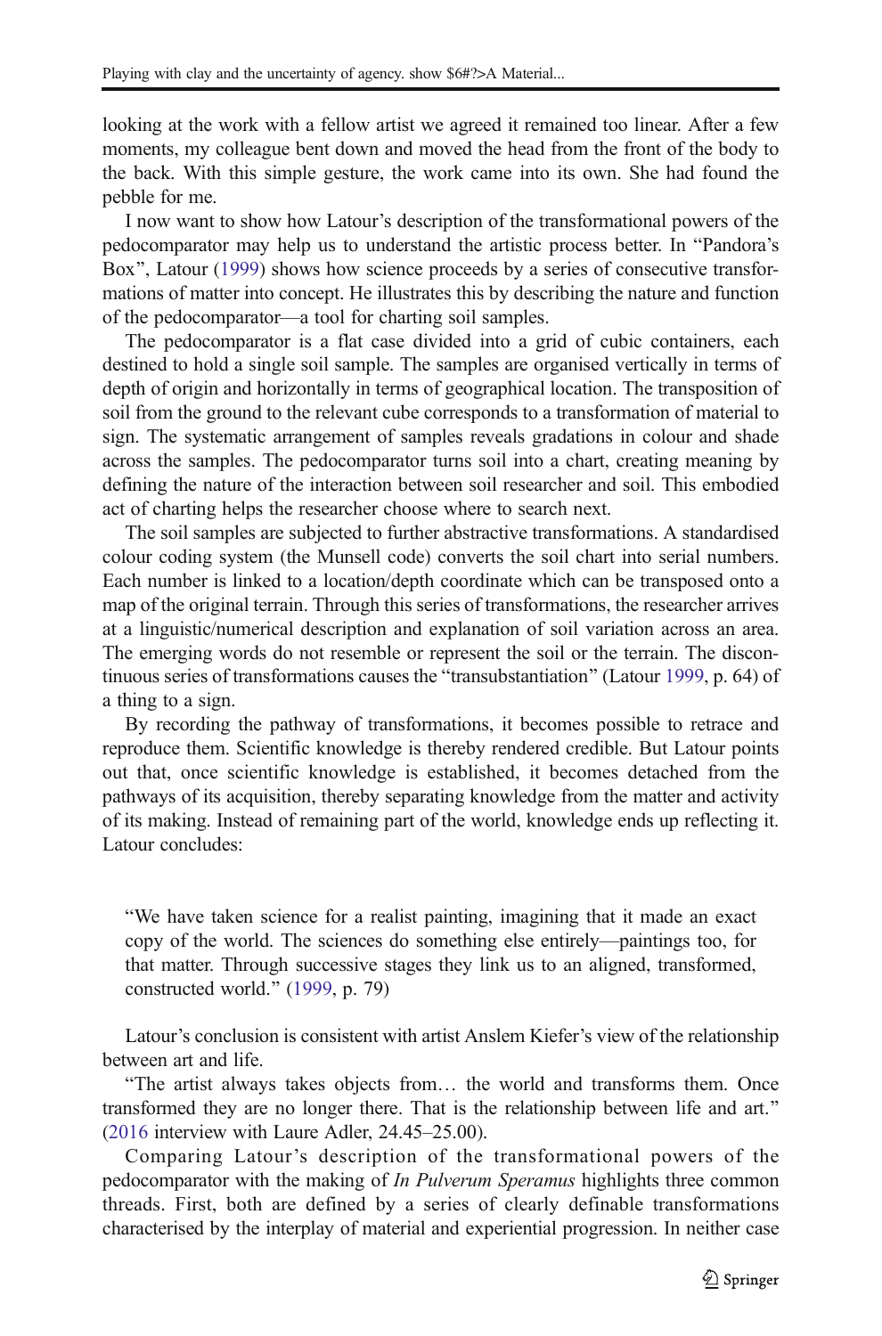looking at the work with a fellow artist we agreed it remained too linear. After a few moments, my colleague bent down and moved the head from the front of the body to the back. With this simple gesture, the work came into its own. She had found the pebble for me.

I now want to show how Latour's description of the transformational powers of the pedocomparator may help us to understand the artistic process better. In "Pandora's Box", Latour (1999) shows how science proceeds by a series of consecutive transformations of matter into concept. He illustrates this by describing the nature and function of the pedocomparator—a tool for charting soil samples.

The pedocomparator is a flat case divided into a grid of cubic containers, each destined to hold a single soil sample. The samples are organised vertically in terms of depth of origin and horizontally in terms of geographical location. The transposition of soil from the ground to the relevant cube corresponds to a transformation of material to sign. The systematic arrangement of samples reveals gradations in colour and shade across the samples. The pedocomparator turns soil into a chart, creating meaning by defining the nature of the interaction between soil researcher and soil. This embodied act of charting helps the researcher choose where to search next.

The soil samples are subjected to further abstractive transformations. A standardised colour coding system (the Munsell code) converts the soil chart into serial numbers. Each number is linked to a location/depth coordinate which can be transposed onto a map of the original terrain. Through this series of transformations, the researcher arrives at a linguistic/numerical description and explanation of soil variation across an area. The emerging words do not resemble or represent the soil or the terrain. The discontinuous series of transformations causes the "transubstantiation" (Latour 1999, p. 64) of a thing to a sign.

By recording the pathway of transformations, it becomes possible to retrace and reproduce them. Scientific knowledge is thereby rendered credible. But Latour points out that, once scientific knowledge is established, it becomes detached from the pathways of its acquisition, thereby separating knowledge from the matter and activity of its making. Instead of remaining part of the world, knowledge ends up reflecting it. Latour concludes:

> "We have taken science for a realist painting, imagining that it made an exact copy of the world. The sciences do something else entirely—paintings too, for that matter. Through successive stages they link us to an aligned, transformed, constructed world." (1999, p. 79)

Latour's conclusion is consistent with artist Anslem Kiefer's view of the relationship between art and life.

"The artist always takes objects from… the world and transforms them. Once transformed they are no longer there. That is the relationship between life and art." (2016 interview with Laure Adler, 24.45–25.00).

Comparing Latour's description of the transformational powers of the pedocomparator with the making of *In Pulverum Speramus* highlights three common threads. First, both are defined by a series of clearly definable transformations characterised by the interplay of material and experiential progression. In neither case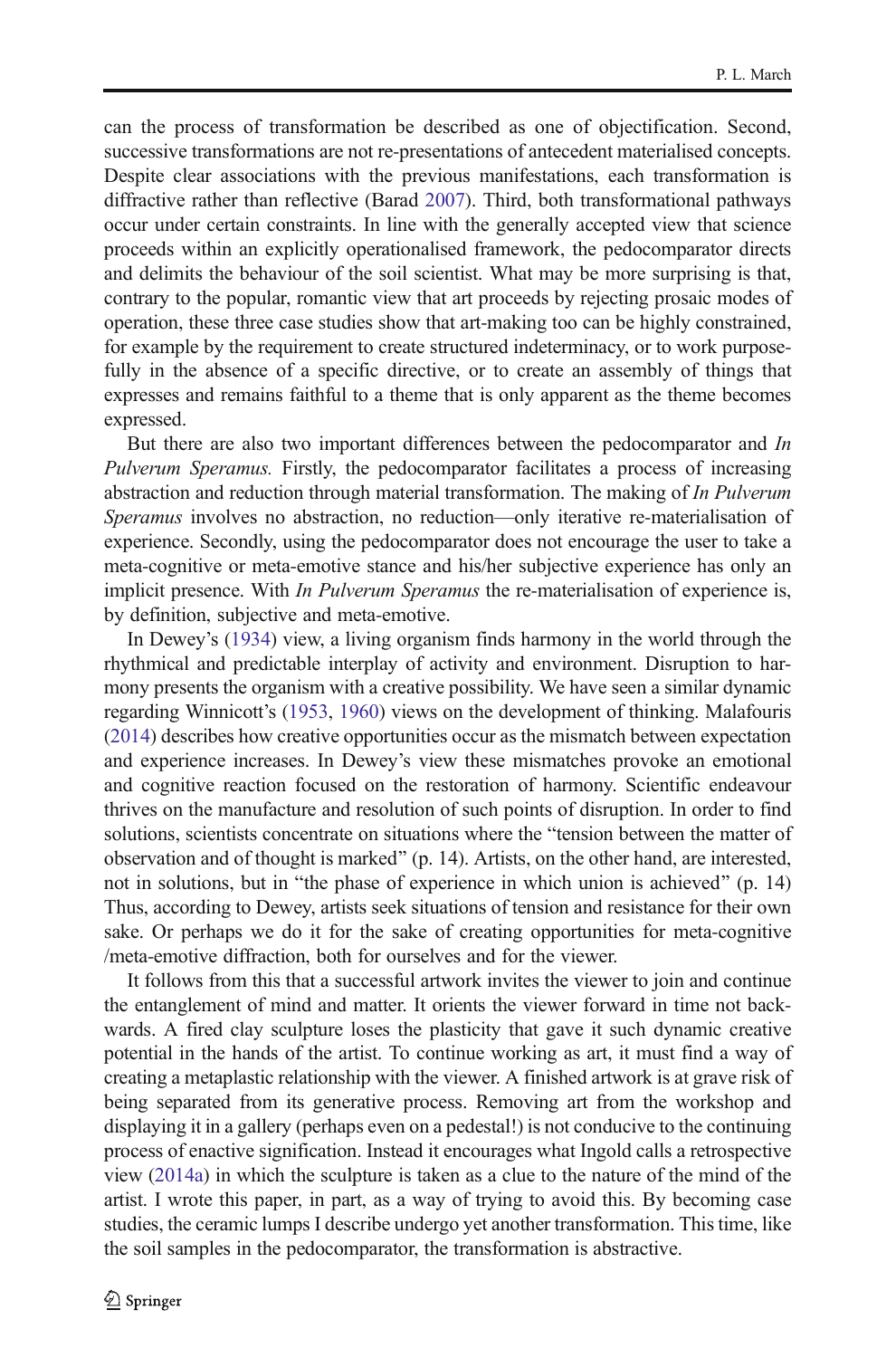can the process of transformation be described as one of objectification. Second, successive transformations are not re-presentations of antecedent materialised concepts. Despite clear associations with the previous manifestations, each transformation is diffractive rather than reflective (Barad 2007). Third, both transformational pathways occur under certain constraints. In line with the generally accepted view that science proceeds within an explicitly operationalised framework, the pedocomparator directs and delimits the behaviour of the soil scientist. What may be more surprising is that, contrary to the popular, romantic view that art proceeds by rejecting prosaic modes of operation, these three case studies show that art-making too can be highly constrained, for example by the requirement to create structured indeterminacy, or to work purposefully in the absence of a specific directive, or to create an assembly of things that expresses and remains faithful to a theme that is only apparent as the theme becomes expressed.

But there are also two important differences between the pedocomparator and *In Pulverum Speramus.* Firstly, the pedocomparator facilitates a process of increasing abstraction and reduction through material transformation. The making of *In Pulverum Speramus* involves no abstraction, no reduction—only iterative re-materialisation of experience. Secondly, using the pedocomparator does not encourage the user to take a meta-cognitive or meta-emotive stance and his/her subjective experience has only an implicit presence. With *In Pulverum Speramus* the re-materialisation of experience is, by definition, subjective and meta-emotive.

In Dewey's (1934) view, a living organism finds harmony in the world through the rhythmical and predictable interplay of activity and environment. Disruption to harmony presents the organism with a creative possibility. We have seen a similar dynamic regarding Winnicott's (1953, 1960) views on the development of thinking. Malafouris (2014) describes how creative opportunities occur as the mismatch between expectation and experience increases. In Dewey's view these mismatches provoke an emotional and cognitive reaction focused on the restoration of harmony. Scientific endeavour thrives on the manufacture and resolution of such points of disruption. In order to find solutions, scientists concentrate on situations where the "tension between the matter of observation and of thought is marked" (p. 14). Artists, on the other hand, are interested, not in solutions, but in "the phase of experience in which union is achieved" (p. 14) Thus, according to Dewey, artists seek situations of tension and resistance for their own sake. Or perhaps we do it for the sake of creating opportunities for meta-cognitive /meta-emotive diffraction, both for ourselves and for the viewer.

It follows from this that a successful artwork invites the viewer to join and continue the entanglement of mind and matter. It orients the viewer forward in time not backwards. A fired clay sculpture loses the plasticity that gave it such dynamic creative potential in the hands of the artist. To continue working as art, it must find a way of creating a metaplastic relationship with the viewer. A finished artwork is at grave risk of being separated from its generative process. Removing art from the workshop and displaying it in a gallery (perhaps even on a pedestal!) is not conducive to the continuing process of enactive signification. Instead it encourages what Ingold calls a retrospective view (2014a) in which the sculpture is taken as a clue to the nature of the mind of the artist. I wrote this paper, in part, as a way of trying to avoid this. By becoming case studies, the ceramic lumps I describe undergo yet another transformation. This time, like the soil samples in the pedocomparator, the transformation is abstractive.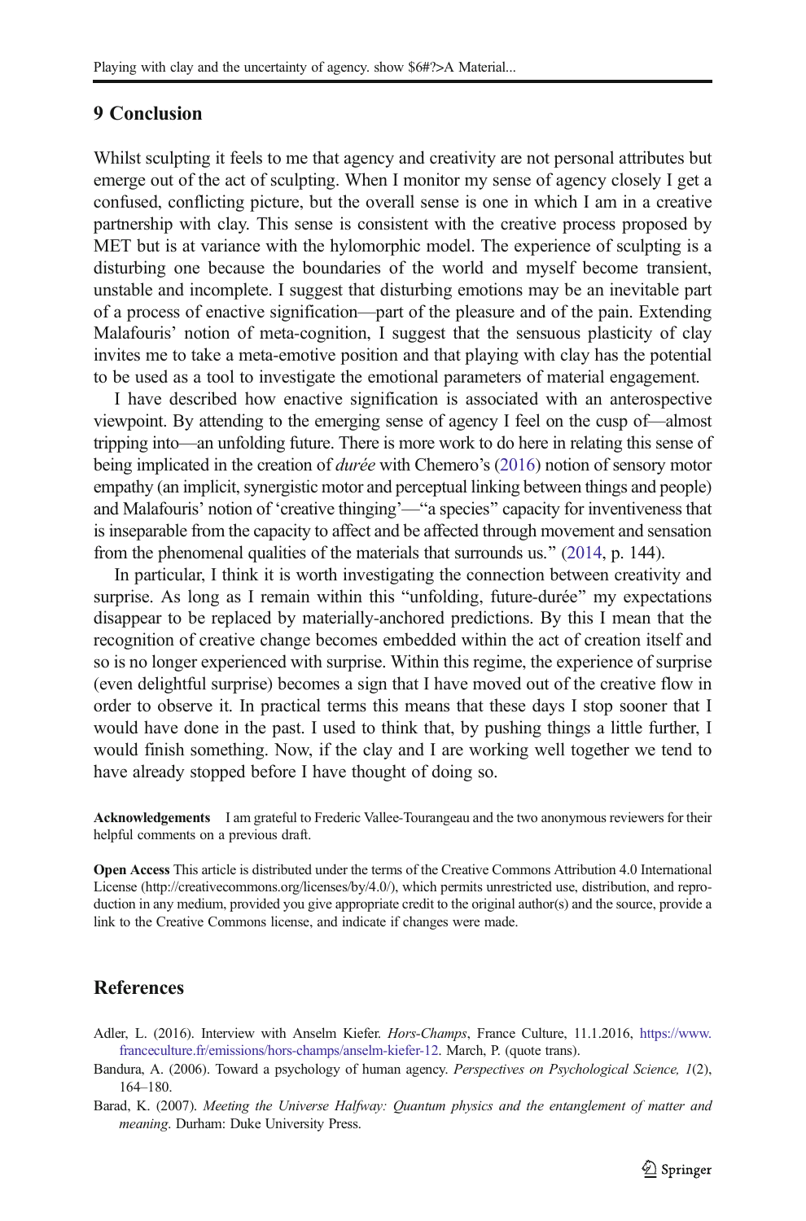## 9 Conclusion

Whilst sculpting it feels to me that agency and creativity are not personal attributes but emerge out of the act of sculpting. When I monitor my sense of agency closely I get a confused, conflicting picture, but the overall sense is one in which I am in a creative partnership with clay. This sense is consistent with the creative process proposed by MET but is at variance with the hylomorphic model. The experience of sculpting is a disturbing one because the boundaries of the world and myself become transient, unstable and incomplete. I suggest that disturbing emotions may be an inevitable part of a process of enactive signification—part of the pleasure and of the pain. Extending Malafouris' notion of meta-cognition, I suggest that the sensuous plasticity of clay invites me to take a meta-emotive position and that playing with clay has the potential to be used as a tool to investigate the emotional parameters of material engagement.

I have described how enactive signification is associated with an anterospective viewpoint. By attending to the emerging sense of agency I feel on the cusp of—almost tripping into—an unfolding future. There is more work to do here in relating this sense of being implicated in the creation of *durée* with Chemero's (2016) notion of sensory motor empathy (an implicit, synergistic motor and perceptual linking between things and people) and Malafouris' notion of 'creative thinging'—"a species" capacity for inventiveness that is inseparable from the capacity to affect and be affected through movement and sensation from the phenomenal qualities of the materials that surrounds us." (2014, p. 144).

In particular, I think it is worth investigating the connection between creativity and surprise. As long as I remain within this "unfolding, future-durée" my expectations disappear to be replaced by materially-anchored predictions. By this I mean that the recognition of creative change becomes embedded within the act of creation itself and so is no longer experienced with surprise. Within this regime, the experience of surprise (even delightful surprise) becomes a sign that I have moved out of the creative flow in order to observe it. In practical terms this means that these days I stop sooner that I would have done in the past. I used to think that, by pushing things a little further, I would finish something. Now, if the clay and I are working well together we tend to have already stopped before I have thought of doing so.

**Acknowledgements** I am grateful to Frederic Vallee-Tourangeau and the two anonymous reviewers for their helpful comments on a previous draft.

**Open Access** This article is distributed under the terms of the Creative Commons Attribution 4.0 International License (http://creativecommons.org/licenses/by/4.0/), which permits unrestricted use, distribution, and reproduction in any medium, provided you give appropriate credit to the original author(s) and the source, provide a link to the Creative Commons license, and indicate if changes were made.

## References

Adler, L. (2016). Interview with Anselm Kiefer. *Hors-Champs*, France Culture, 11.1.2016, https://www.franceculture.fr/emissions/hors-champs/anselm-kiefer-12. March, P. (quote trans).

Bandura, A. (2006). Toward a psychology of human agency. *Perspectives on Psychological Science, 1*(2), 164–180.

Barad, K. (2007). *Meeting the Universe Halfway: Quantum physics and the entanglement of matter and meaning*. Durham: Duke University Press.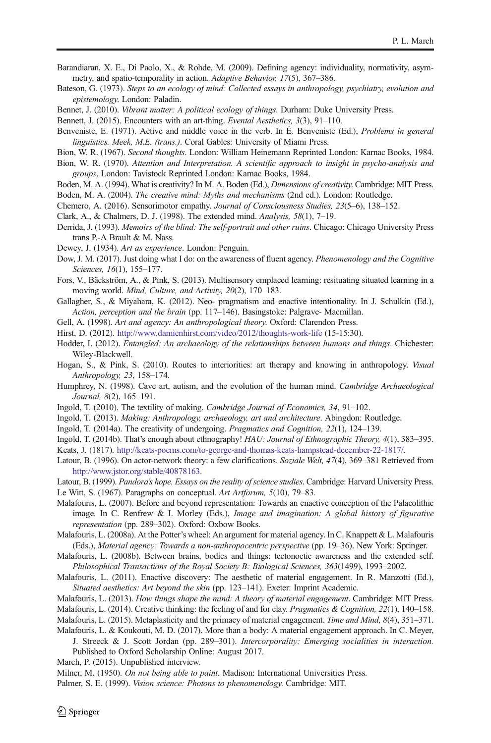Barandiaran, X. E., Di Paolo, X., & Rohde, M. (2009). Defining agency: individuality, normativity, asymmetry, and spatio-temporality in action. *Adaptive Behavior, 17*(5), 367–386.

Bateson, G. (1973). *Steps to an ecology of mind: Collected essays in anthropology, psychiatry, evolution and epistemology*. London: Paladin.

Bennet, J. (2010). *Vibrant matter: A political ecology of things*. Durham: Duke University Press.

Bennett, J. (2015). Encounters with an art-thing. *Evental Aesthetics, 3*(3), 91–110.

Benveniste, E. (1971). Active and middle voice in the verb. In É. Benveniste (Ed.), *Problems in general linguistics. Meek, M.E. (trans.)*. Coral Gables: University of Miami Press.

Bion, W. R. (1967). *Second thoughts*. London: William Heinemann Reprinted London: Karnac Books, 1984.

Bion, W. R. (1970). *Attention and Interpretation. A scientific approach to insight in psycho-analysis and groups*. London: Tavistock Reprinted London: Karnac Books, 1984.

Boden, M. A. (1994). What is creativity? In M. A. Boden (Ed.), *Dimensions of creativity*. Cambridge: MIT Press.

Boden, M. A. (2004). *The creative mind: Myths and mechanisms* (2nd ed.). London: Routledge.

Chemero, A. (2016). Sensorimotor empathy. *Journal of Consciousness Studies, 23*(5–6), 138–152.

Clark, A., & Chalmers, D. J. (1998). The extended mind. *Analysis, 58*(1), 7–19.

Derrida, J. (1993). *Memoirs of the blind: The self-portrait and other ruins*. Chicago: Chicago University Press trans P.-A Brault & M. Nass.

Dewey, J. (1934). *Art as experience*. London: Penguin.

Dow, J. M. (2017). Just doing what I do: on the awareness of fluent agency. *Phenomenology and the Cognitive Sciences, 16*(1), 155–177.

Fors, V., Bäckström, A., & Pink, S. (2013). Multisensory emplaced learning: resituating situated learning in a moving world. *Mind, Culture, and Activity, 20*(2), 170–183.

Gallagher, S., & Miyahara, K. (2012). Neo- pragmatism and enactive intentionality. In J. Schulkin (Ed.), *Action, perception and the brain* (pp. 117–146). Basingstoke: Palgrave- Macmillan.

Gell, A. (1998). *Art and agency: An anthropological theory*. Oxford: Clarendon Press.

Hirst, D. (2012). http://www.damienhirst.com/video/2012/thoughts-work-life (15-15:30).

Hodder, I. (2012). *Entangled: An archaeology of the relationships between humans and things*. Chichester: Wiley-Blackwell.

Hogan, S., & Pink, S. (2010). Routes to interiorities: art therapy and knowing in anthropology. *Visual Anthropology, 23*, 158–174.

Humphrey, N. (1998). Cave art, autism, and the evolution of the human mind. *Cambridge Archaeological Journal, 8*(2), 165–191.

Ingold, T. (2010). The textility of making. *Cambridge Journal of Economics, 34*, 91–102.

Ingold, T. (2013). *Making: Anthropology, archaeology, art and architecture*. Abingdon: Routledge.

Ingold, T. (2014a). The creativity of undergoing. *Pragmatics and Cognition, 22*(1), 124–139.

Ingold, T. (2014b). That's enough about ethnography! *HAU: Journal of Ethnographic Theory, 4*(1), 383–395.

Keats, J. (1817). http://keats-poems.com/to-george-and-thomas-keats-hampstead-december-22-1817/.

Latour, B. (1996). On actor-network theory: a few clarifications. *Soziale Welt, 47*(4), 369–381 Retrieved from http://www.jstor.org/stable/40878163.

Latour, B. (1999). *Pandora's hope. Essays on the reality of science studies*. Cambridge: Harvard University Press.

Le Witt, S. (1967). Paragraphs on conceptual. *Art Artforum, 5*(10), 79–83.

Malafouris, L. (2007). Before and beyond representation: Towards an enactive conception of the Palaeolithic image. In C. Renfrew & I. Morley (Eds.), *Image and imagination: A global history of figurative representation* (pp. 289–302). Oxford: Oxbow Books.

Malafouris, L. (2008a). At the Potter's wheel: An argument for material agency. In C. Knappett & L. Malafouris (Eds.), *Material agency: Towards a non-anthropocentric perspective* (pp. 19–36). New York: Springer.

Malafouris, L. (2008b). Between brains, bodies and things: tectonoetic awareness and the extended self. *Philosophical Transactions of the Royal Society B: Biological Sciences, 363*(1499), 1993–2002.

Malafouris, L. (2011). Enactive discovery: The aesthetic of material engagement. In R. Manzotti (Ed.), *Situated aesthetics: Art beyond the skin* (pp. 123–141). Exeter: Imprint Academic.

Malafouris, L. (2013). *How things shape the mind: A theory of material engagement*. Cambridge: MIT Press.

Malafouris, L. (2014). Creative thinking: the feeling of and for clay. *Pragmatics & Cognition, 22*(1), 140–158.

Malafouris, L. (2015). Metaplasticity and the primacy of material engagement. *Time and Mind, 8*(4), 351–371.

Malafouris, L. & Koukouti, M. D. (2017). More than a body: A material engagement approach. In C. Meyer, J. Streeck & J. Scott Jordan (pp. 289–301). *Intercorporality: Emerging socialities in interaction.* Published to Oxford Scholarship Online: August 2017.

March, P. (2015). Unpublished interview.

Milner, M. (1950). *On not being able to paint*. Madison: International Universities Press.

Palmer, S. E. (1999). *Vision science: Photons to phenomenology.* Cambridge: MIT.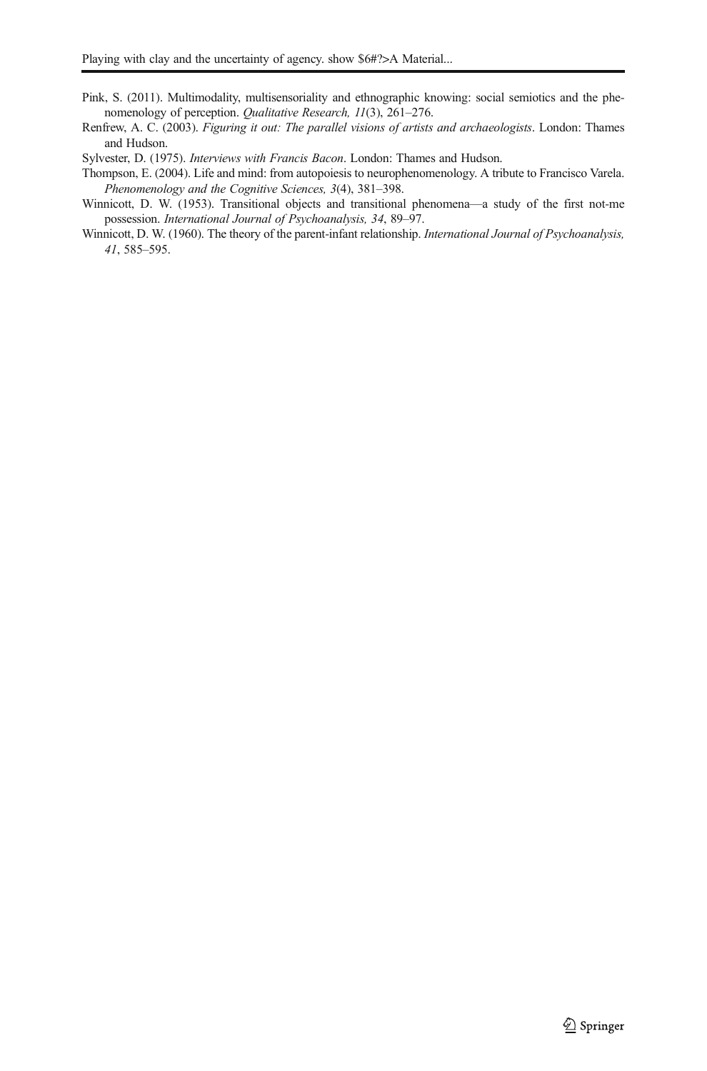Pink, S. (2011). Multimodality, multisensoriality and ethnographic knowing: social semiotics and the phenomenology of perception. *Qualitative Research, 11*(3), 261–276.

Renfrew, A. C. (2003). *Figuring it out: The parallel visions of artists and archaeologists*. London: Thames and Hudson.

Sylvester, D. (1975). *Interviews with Francis Bacon*. London: Thames and Hudson.

Thompson, E. (2004). Life and mind: from autopoiesis to neurophenomenology. A tribute to Francisco Varela. *Phenomenology and the Cognitive Sciences, 3*(4), 381–398.

Winnicott, D. W. (1953). Transitional objects and transitional phenomena—a study of the first not-me possession. *International Journal of Psychoanalysis, 34*, 89–97.

Winnicott, D. W. (1960). The theory of the parent-infant relationship. *International Journal of Psychoanalysis, 41*, 585–595.